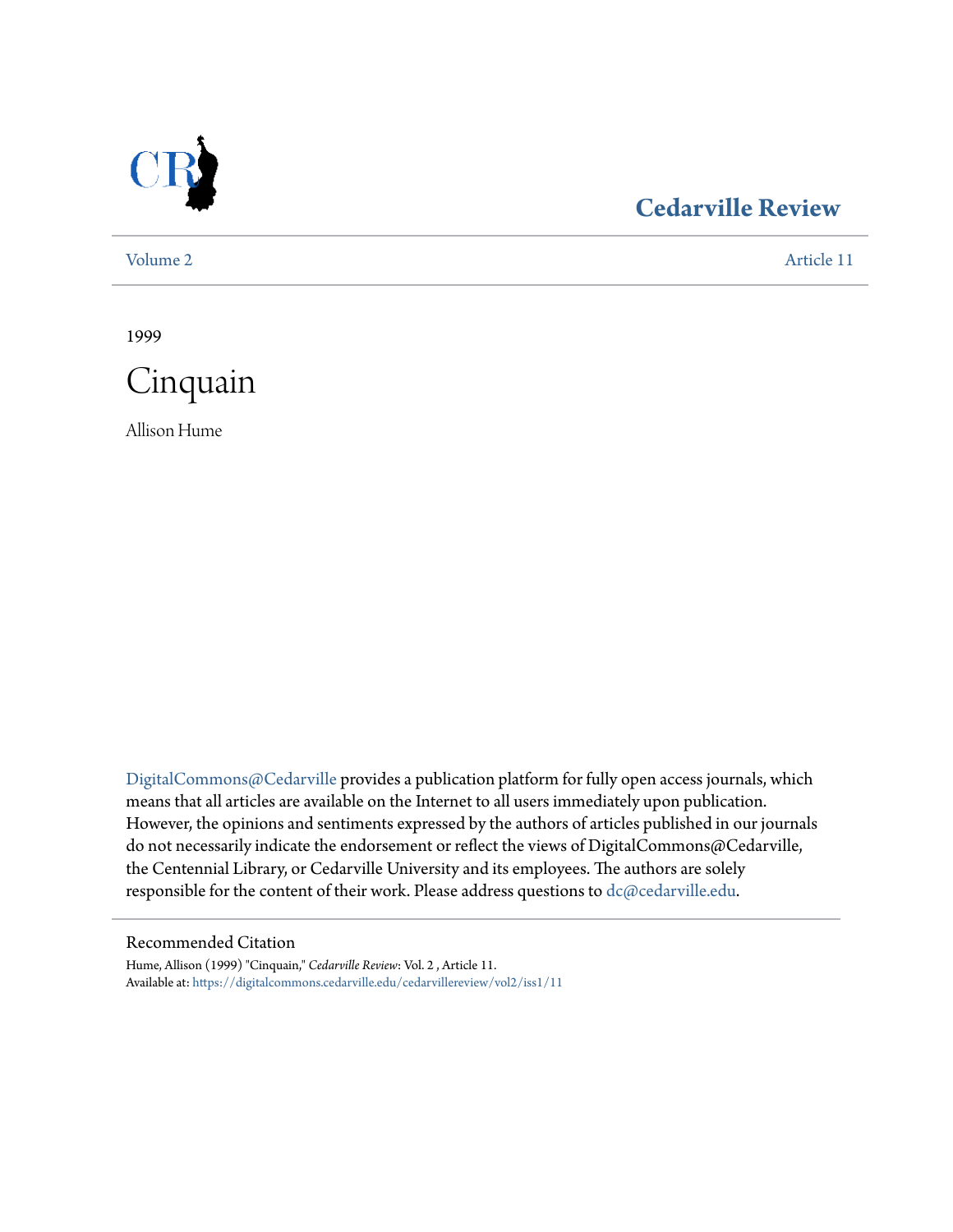Cedarville Review

Volume 2 | Article 11

1999

# Cinquain

Allison Hume

DigitalCommons@Cedarville provides a publication platform for fully open access journals, which means that all articles are available on the Internet to all users immediately upon publication. However, the opinions and sentiments expressed by the authors of articles published in our journals do not necessarily indicate the endorsement or reflect the views of DigitalCommons@Cedarville, the Centennial Library, or Cedarville University and its employees. The authors are solely responsible for the content of their work. Please address questions to dc@cedarville.edu.

Recommended Citation

Hume, Allison (1999) "Cinquain," *Cedarville Review*: Vol. 2 , Article 11.
Available at: https://digitalcommons.cedarville.edu/cedarvillereview/vol2/iss1/11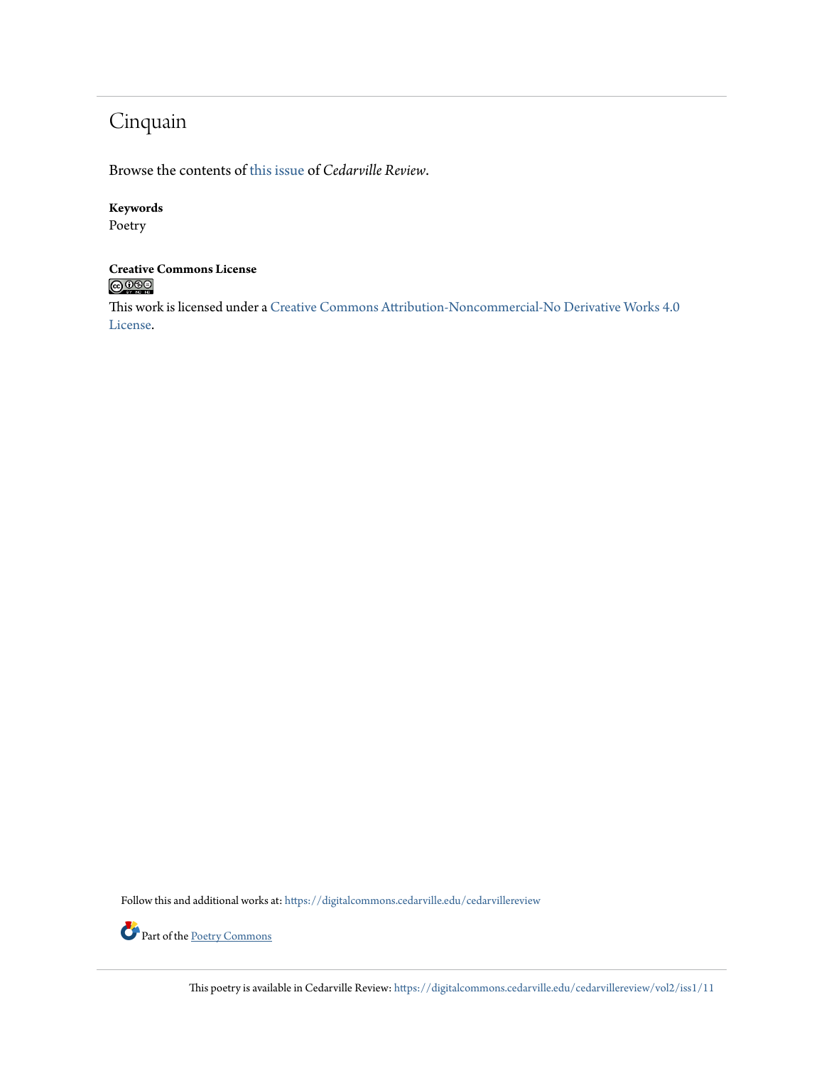# Cinquain

Browse the contents of this issue of *Cedarville Review*.

**Keywords**
Poetry

**Creative Commons License**

This work is licensed under a Creative Commons Attribution-Noncommercial-No Derivative Works 4.0 License.

Follow this and additional works at: https://digitalcommons.cedarville.edu/cedarvillereview

Part of the Poetry Commons

This poetry is available in Cedarville Review: https://digitalcommons.cedarville.edu/cedarvillereview/vol2/iss1/11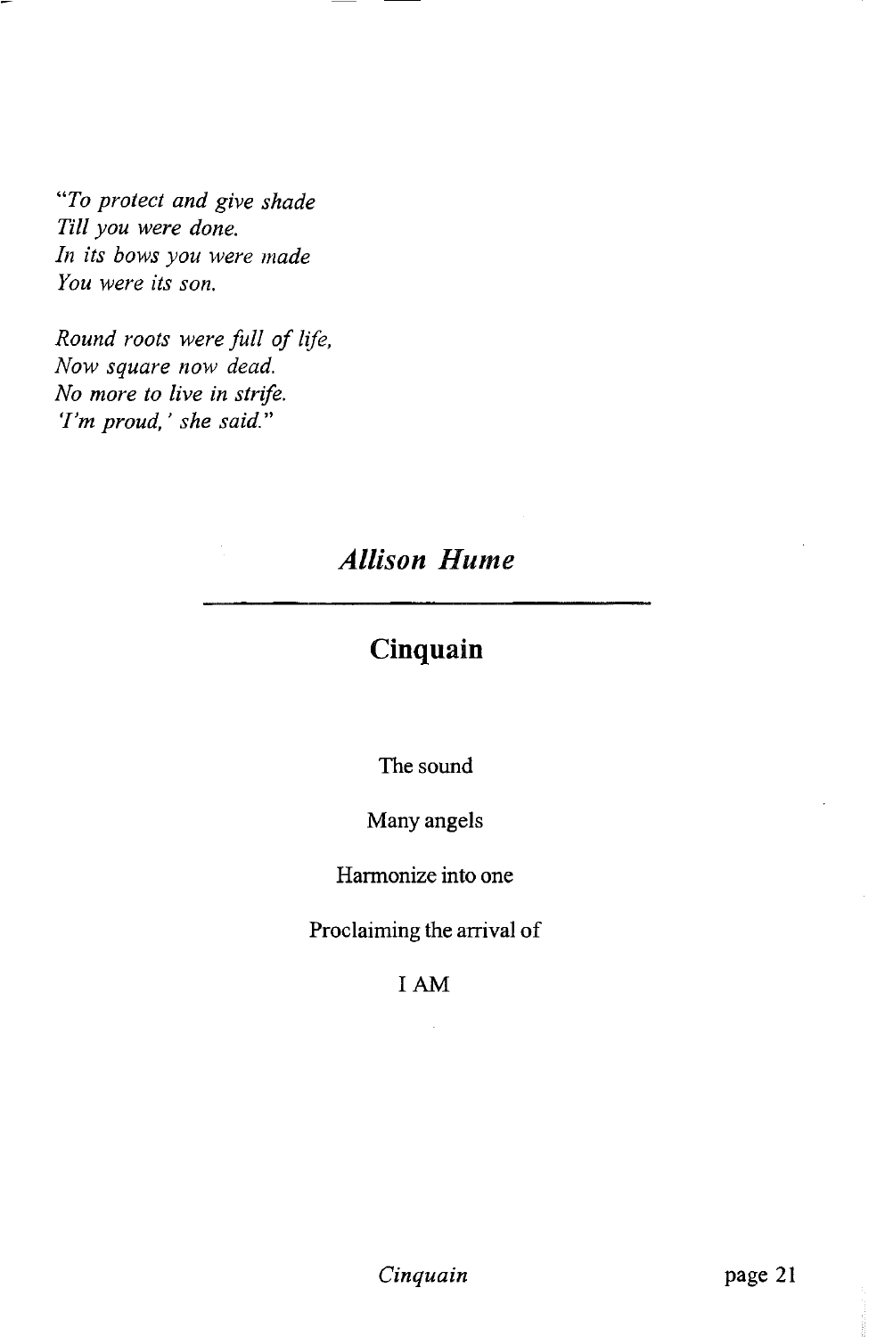*"To protect and give shade*
*Till you were done.*
*In its bows you were made*
*You were its son.*

*Round roots were full of life,*
*Now square now dead.*
*No more to live in strife.*
*'I'm proud,' she said."*

## *Allison Hume*

---

## Cinquain

The sound

Many angels

Harmonize into one

Proclaiming the arrival of

I AM